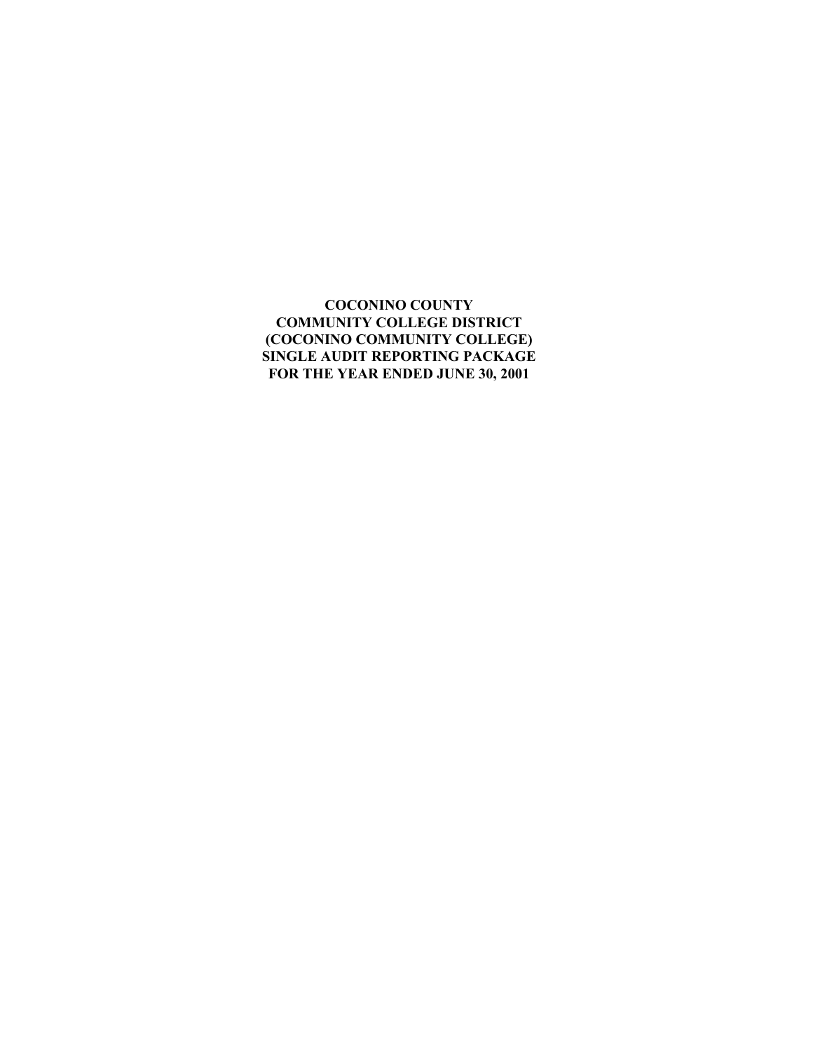**COCONINO COUNTY**
**COMMUNITY COLLEGE DISTRICT**
**(COCONINO COMMUNITY COLLEGE)**
**SINGLE AUDIT REPORTING PACKAGE**
**FOR THE YEAR ENDED JUNE 30, 2001**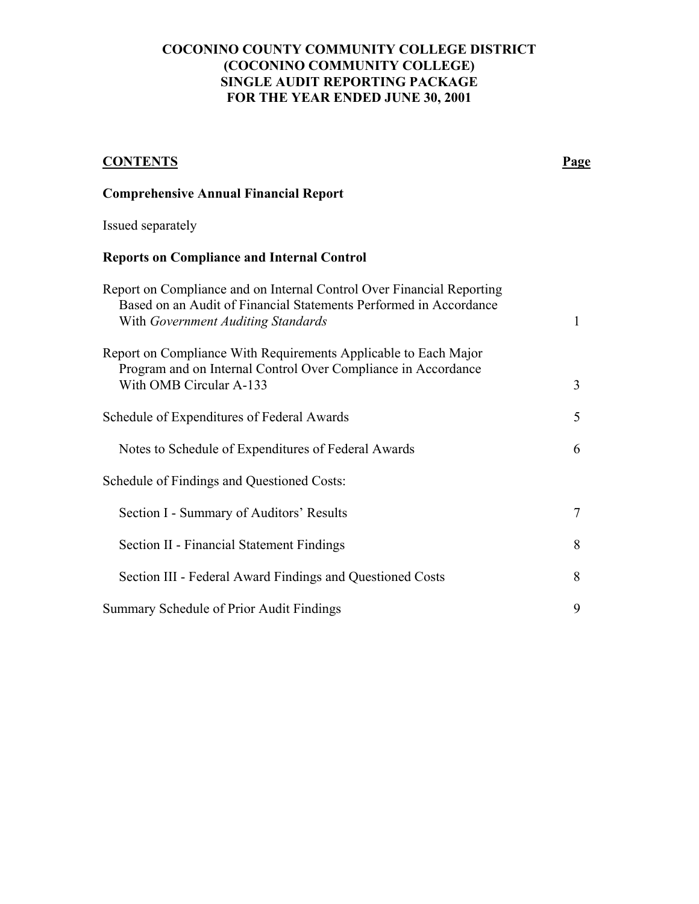# COCONINO COUNTY COMMUNITY COLLEGE DISTRICT (COCONINO COMMUNITY COLLEGE) SINGLE AUDIT REPORTING PACKAGE FOR THE YEAR ENDED JUNE 30, 2001

| **CONTENTS** | **Page** |
|---|---|
| **Comprehensive Annual Financial Report** | |
| Issued separately | |
| **Reports on Compliance and Internal Control** | |
| Report on Compliance and on Internal Control Over Financial Reporting Based on an Audit of Financial Statements Performed in Accordance With *Government Auditing Standards* | 1 |
| Report on Compliance With Requirements Applicable to Each Major Program and on Internal Control Over Compliance in Accordance With OMB Circular A-133 | 3 |
| Schedule of Expenditures of Federal Awards | 5 |
| Notes to Schedule of Expenditures of Federal Awards | 6 |
| Schedule of Findings and Questioned Costs: | |
| Section I - Summary of Auditors' Results | 7 |
| Section II - Financial Statement Findings | 8 |
| Section III - Federal Award Findings and Questioned Costs | 8 |
| Summary Schedule of Prior Audit Findings | 9 |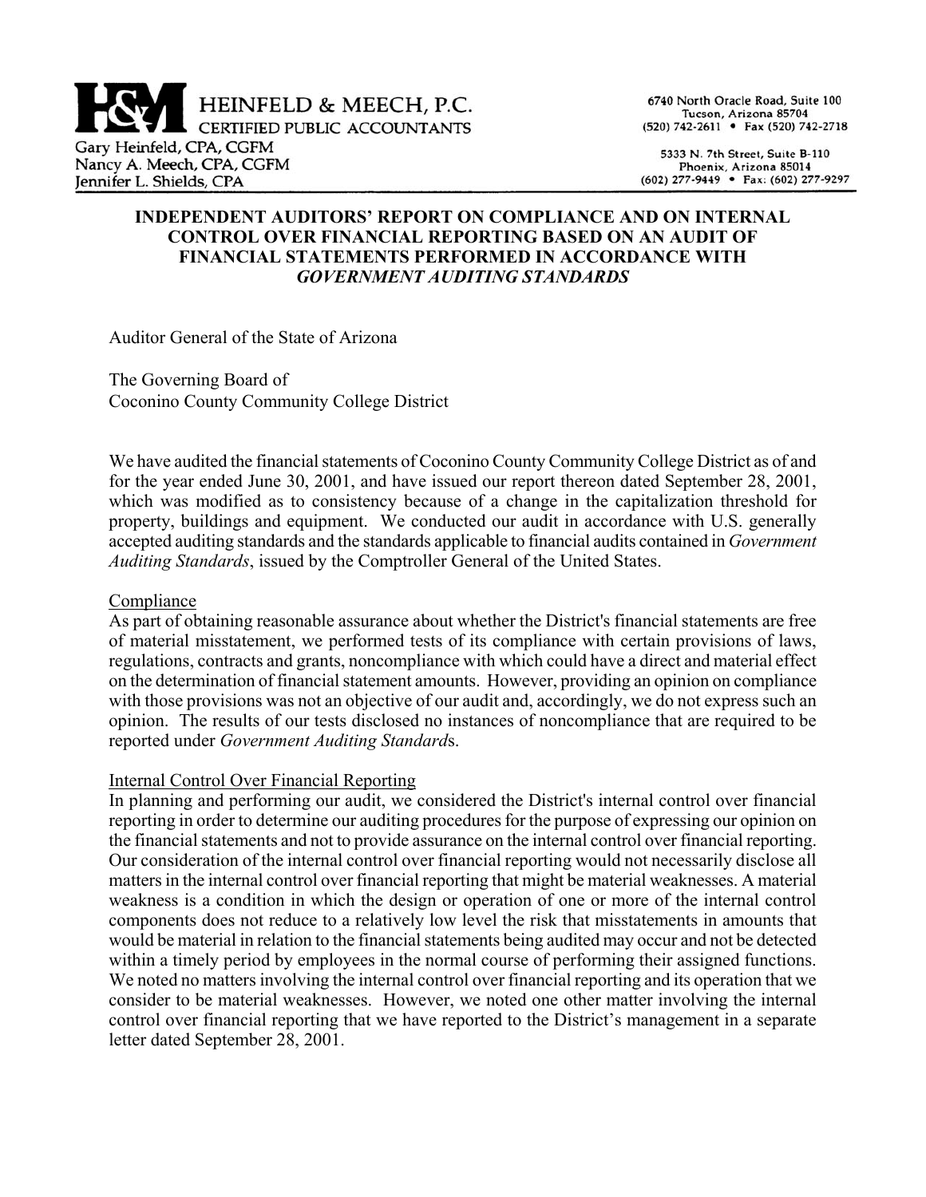**HEINFELD & MEECH, P.C.**
CERTIFIED PUBLIC ACCOUNTANTS

Gary Heinfeld, CPA, CGFM
Nancy A. Meech, CPA, CGFM
Jennifer L. Shields, CPA

6740 North Oracle Road, Suite 100
Tucson, Arizona 85704
(520) 742-2611 • Fax (520) 742-2718

5333 N. 7th Street, Suite B-110
Phoenix, Arizona 85014
(602) 277-9449 • Fax: (602) 277-9297

# INDEPENDENT AUDITORS' REPORT ON COMPLIANCE AND ON INTERNAL CONTROL OVER FINANCIAL REPORTING BASED ON AN AUDIT OF FINANCIAL STATEMENTS PERFORMED IN ACCORDANCE WITH *GOVERNMENT AUDITING STANDARDS*

Auditor General of the State of Arizona

The Governing Board of
Coconino County Community College District

We have audited the financial statements of Coconino County Community College District as of and for the year ended June 30, 2001, and have issued our report thereon dated September 28, 2001, which was modified as to consistency because of a change in the capitalization threshold for property, buildings and equipment. We conducted our audit in accordance with U.S. generally accepted auditing standards and the standards applicable to financial audits contained in *Government Auditing Standards*, issued by the Comptroller General of the United States.

<u>Compliance</u>

As part of obtaining reasonable assurance about whether the District's financial statements are free of material misstatement, we performed tests of its compliance with certain provisions of laws, regulations, contracts and grants, noncompliance with which could have a direct and material effect on the determination of financial statement amounts. However, providing an opinion on compliance with those provisions was not an objective of our audit and, accordingly, we do not express such an opinion. The results of our tests disclosed no instances of noncompliance that are required to be reported under *Government Auditing Standards*.

<u>Internal Control Over Financial Reporting</u>

In planning and performing our audit, we considered the District's internal control over financial reporting in order to determine our auditing procedures for the purpose of expressing our opinion on the financial statements and not to provide assurance on the internal control over financial reporting. Our consideration of the internal control over financial reporting would not necessarily disclose all matters in the internal control over financial reporting that might be material weaknesses. A material weakness is a condition in which the design or operation of one or more of the internal control components does not reduce to a relatively low level the risk that misstatements in amounts that would be material in relation to the financial statements being audited may occur and not be detected within a timely period by employees in the normal course of performing their assigned functions. We noted no matters involving the internal control over financial reporting and its operation that we consider to be material weaknesses. However, we noted one other matter involving the internal control over financial reporting that we have reported to the District's management in a separate letter dated September 28, 2001.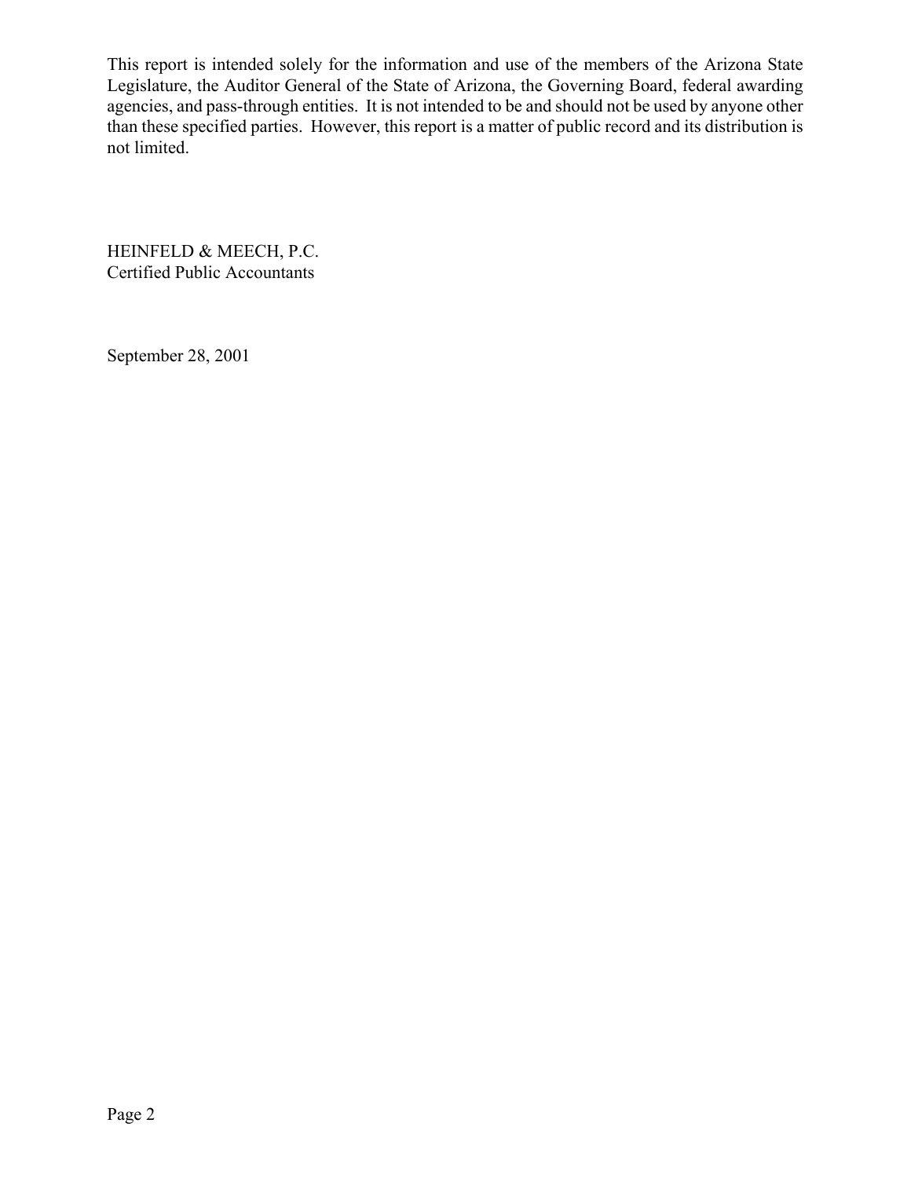This report is intended solely for the information and use of the members of the Arizona State Legislature, the Auditor General of the State of Arizona, the Governing Board, federal awarding agencies, and pass-through entities. It is not intended to be and should not be used by anyone other than these specified parties. However, this report is a matter of public record and its distribution is not limited.

HEINFELD & MEECH, P.C.
Certified Public Accountants

September 28, 2001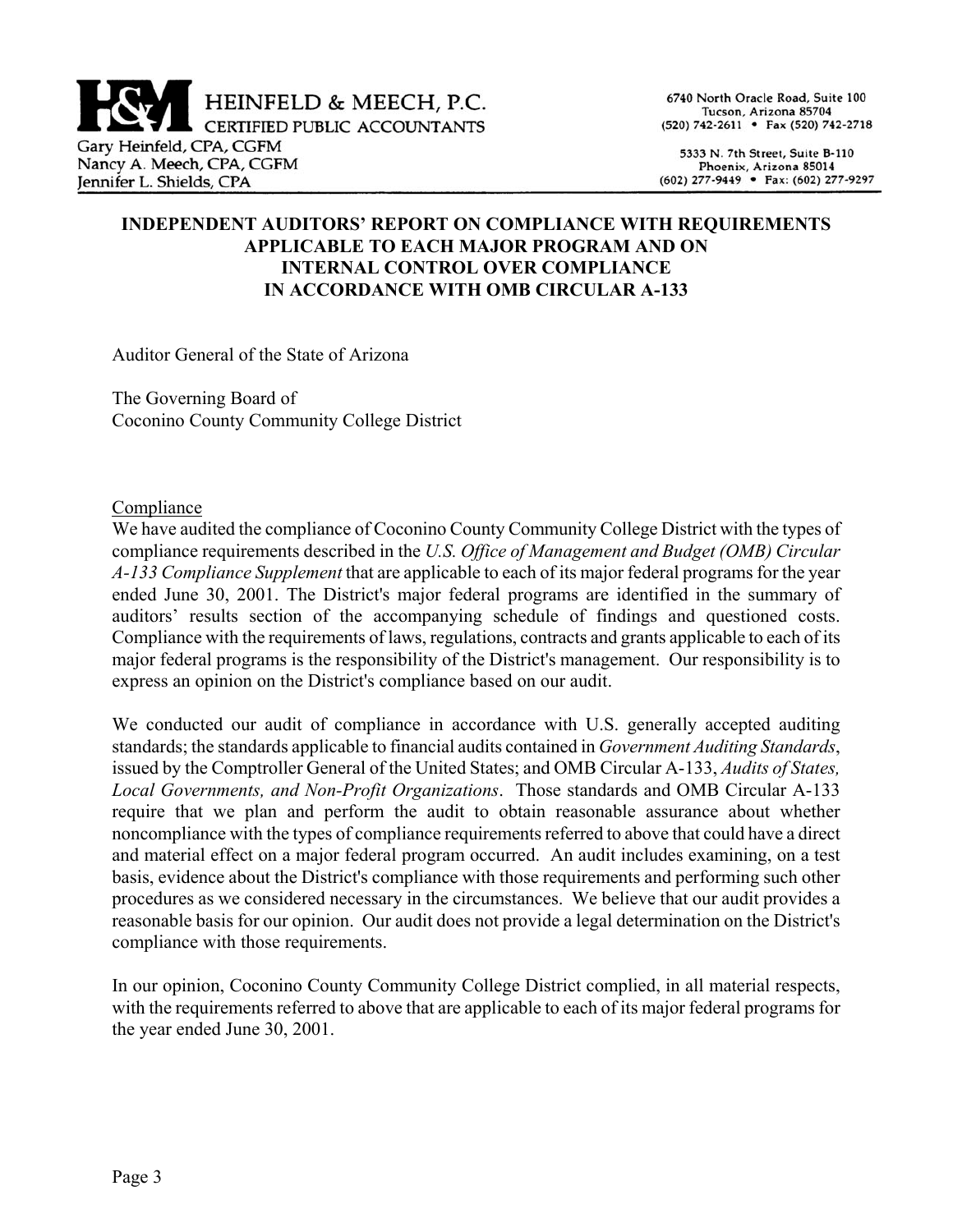HEINFELD & MEECH, P.C.
CERTIFIED PUBLIC ACCOUNTANTS

Gary Heinfeld, CPA, CGFM
Nancy A. Meech, CPA, CGFM
Jennifer L. Shields, CPA

6740 North Oracle Road, Suite 100
Tucson, Arizona 85704
(520) 742-2611 • Fax (520) 742-2718

5333 N. 7th Street, Suite B-110
Phoenix, Arizona 85014
(602) 277-9449 • Fax: (602) 277-9297

# INDEPENDENT AUDITORS' REPORT ON COMPLIANCE WITH REQUIREMENTS APPLICABLE TO EACH MAJOR PROGRAM AND ON INTERNAL CONTROL OVER COMPLIANCE IN ACCORDANCE WITH OMB CIRCULAR A-133

Auditor General of the State of Arizona

The Governing Board of
Coconino County Community College District

## Compliance

We have audited the compliance of Coconino County Community College District with the types of compliance requirements described in the *U.S. Office of Management and Budget (OMB) Circular A-133 Compliance Supplement* that are applicable to each of its major federal programs for the year ended June 30, 2001. The District's major federal programs are identified in the summary of auditors' results section of the accompanying schedule of findings and questioned costs. Compliance with the requirements of laws, regulations, contracts and grants applicable to each of its major federal programs is the responsibility of the District's management. Our responsibility is to express an opinion on the District's compliance based on our audit.

We conducted our audit of compliance in accordance with U.S. generally accepted auditing standards; the standards applicable to financial audits contained in *Government Auditing Standards*, issued by the Comptroller General of the United States; and OMB Circular A-133, *Audits of States, Local Governments, and Non-Profit Organizations*. Those standards and OMB Circular A-133 require that we plan and perform the audit to obtain reasonable assurance about whether noncompliance with the types of compliance requirements referred to above that could have a direct and material effect on a major federal program occurred. An audit includes examining, on a test basis, evidence about the District's compliance with those requirements and performing such other procedures as we considered necessary in the circumstances. We believe that our audit provides a reasonable basis for our opinion. Our audit does not provide a legal determination on the District's compliance with those requirements.

In our opinion, Coconino County Community College District complied, in all material respects, with the requirements referred to above that are applicable to each of its major federal programs for the year ended June 30, 2001.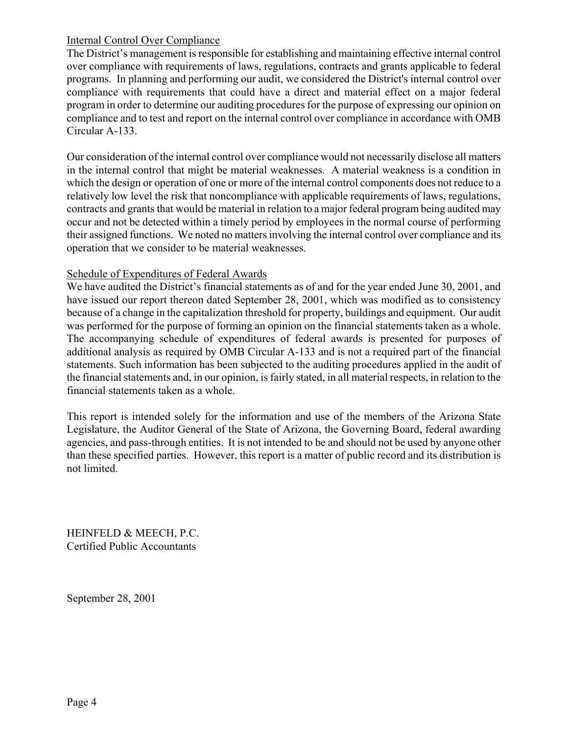## Internal Control Over Compliance

The District's management is responsible for establishing and maintaining effective internal control over compliance with requirements of laws, regulations, contracts and grants applicable to federal programs. In planning and performing our audit, we considered the District's internal control over compliance with requirements that could have a direct and material effect on a major federal program in order to determine our auditing procedures for the purpose of expressing our opinion on compliance and to test and report on the internal control over compliance in accordance with OMB Circular A-133.

Our consideration of the internal control over compliance would not necessarily disclose all matters in the internal control that might be material weaknesses. A material weakness is a condition in which the design or operation of one or more of the internal control components does not reduce to a relatively low level the risk that noncompliance with applicable requirements of laws, regulations, contracts and grants that would be material in relation to a major federal program being audited may occur and not be detected within a timely period by employees in the normal course of performing their assigned functions. We noted no matters involving the internal control over compliance and its operation that we consider to be material weaknesses.

## Schedule of Expenditures of Federal Awards

We have audited the District's financial statements as of and for the year ended June 30, 2001, and have issued our report thereon dated September 28, 2001, which was modified as to consistency because of a change in the capitalization threshold for property, buildings and equipment. Our audit was performed for the purpose of forming an opinion on the financial statements taken as a whole. The accompanying schedule of expenditures of federal awards is presented for purposes of additional analysis as required by OMB Circular A-133 and is not a required part of the financial statements. Such information has been subjected to the auditing procedures applied in the audit of the financial statements and, in our opinion, is fairly stated, in all material respects, in relation to the financial statements taken as a whole.

This report is intended solely for the information and use of the members of the Arizona State Legislature, the Auditor General of the State of Arizona, the Governing Board, federal awarding agencies, and pass-through entities. It is not intended to be and should not be used by anyone other than these specified parties. However, this report is a matter of public record and its distribution is not limited.

HEINFELD & MEECH, P.C.
Certified Public Accountants

September 28, 2001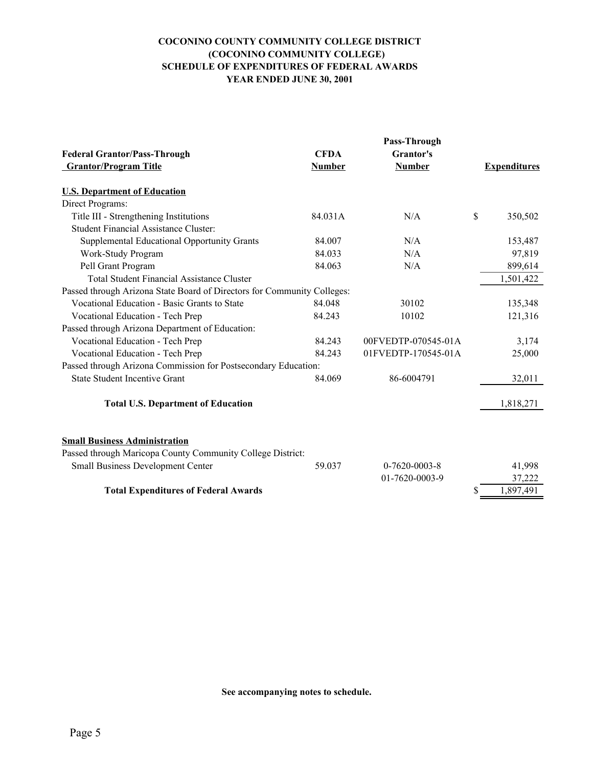**COCONINO COUNTY COMMUNITY COLLEGE DISTRICT**
**(COCONINO COMMUNITY COLLEGE)**
**SCHEDULE OF EXPENDITURES OF FEDERAL AWARDS**
**YEAR ENDED JUNE 30, 2001**

| Federal Grantor/Pass-Through Grantor/Program Title | CFDA Number | Pass-Through Grantor's Number | Expenditures |
|---|---|---|---|
| **U.S. Department of Education** | | | |
| Direct Programs: | | | |
| Title III - Strengthening Institutions | 84.031A | N/A | $ 350,502 |
| Student Financial Assistance Cluster: | | | |
| Supplemental Educational Opportunity Grants | 84.007 | N/A | 153,487 |
| Work-Study Program | 84.033 | N/A | 97,819 |
| Pell Grant Program | 84.063 | N/A | 899,614 |
| Total Student Financial Assistance Cluster | | | 1,501,422 |
| Passed through Arizona State Board of Directors for Community Colleges: | | | |
| Vocational Education - Basic Grants to State | 84.048 | 30102 | 135,348 |
| Vocational Education - Tech Prep | 84.243 | 10102 | 121,316 |
| Passed through Arizona Department of Education: | | | |
| Vocational Education - Tech Prep | 84.243 | 00FVEDTP-070545-01A | 3,174 |
| Vocational Education - Tech Prep | 84.243 | 01FVEDTP-170545-01A | 25,000 |
| Passed through Arizona Commission for Postsecondary Education: | | | |
| State Student Incentive Grant | 84.069 | 86-6004791 | 32,011 |
| **Total U.S. Department of Education** | | | 1,818,271 |
| **Small Business Administration** | | | |
| Passed through Maricopa County Community College District: | | | |
| Small Business Development Center | 59.037 | 0-7620-0003-8 | 41,998 |
| | | 01-7620-0003-9 | 37,222 |
| **Total Expenditures of Federal Awards** | | | $ 1,897,491 |

**See accompanying notes to schedule.**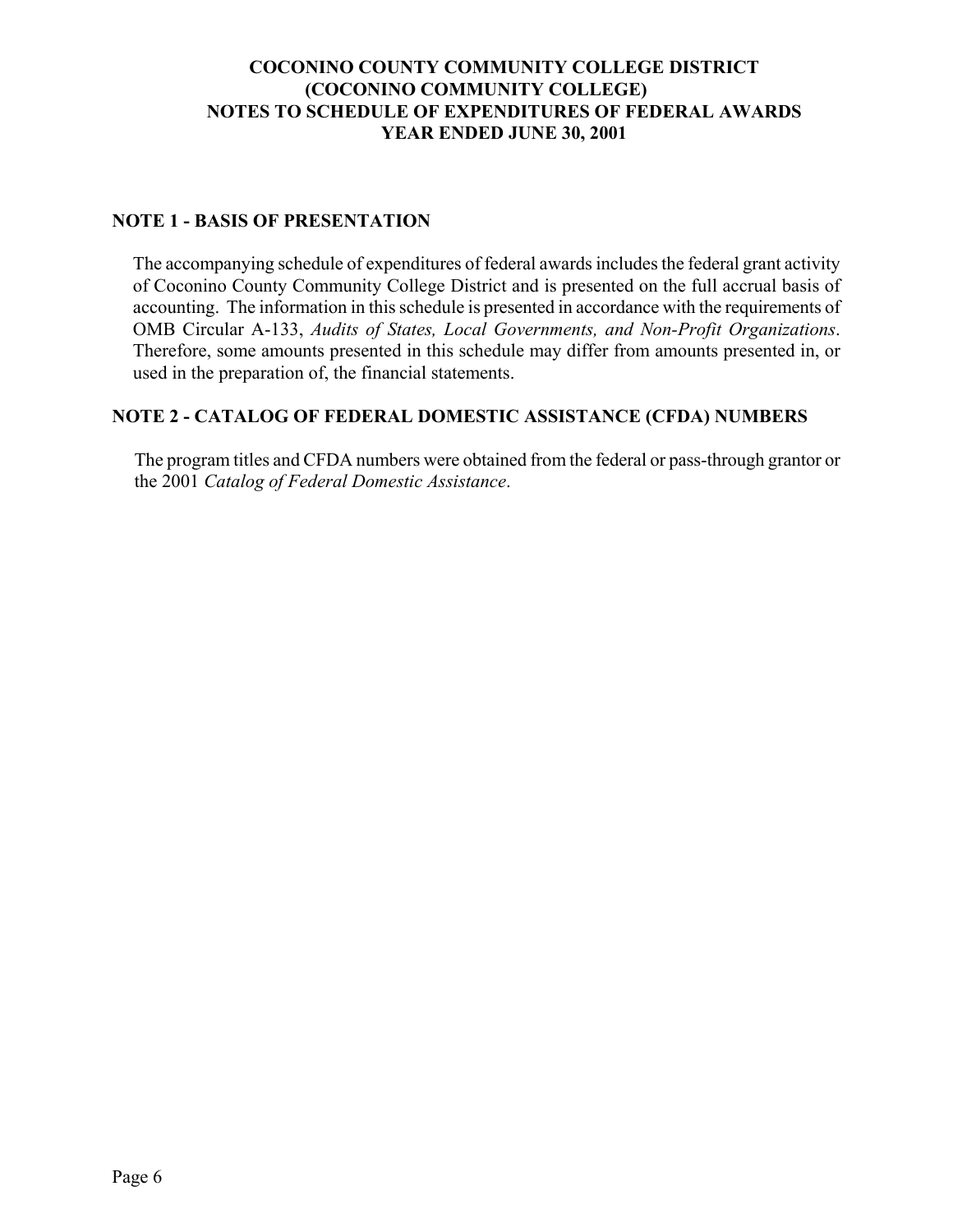# COCONINO COUNTY COMMUNITY COLLEGE DISTRICT
## (COCONINO COMMUNITY COLLEGE)
## NOTES TO SCHEDULE OF EXPENDITURES OF FEDERAL AWARDS
## YEAR ENDED JUNE 30, 2001

### NOTE 1 - BASIS OF PRESENTATION

The accompanying schedule of expenditures of federal awards includes the federal grant activity of Coconino County Community College District and is presented on the full accrual basis of accounting. The information in this schedule is presented in accordance with the requirements of OMB Circular A-133, *Audits of States, Local Governments, and Non-Profit Organizations*. Therefore, some amounts presented in this schedule may differ from amounts presented in, or used in the preparation of, the financial statements.

### NOTE 2 - CATALOG OF FEDERAL DOMESTIC ASSISTANCE (CFDA) NUMBERS

The program titles and CFDA numbers were obtained from the federal or pass-through grantor or the 2001 *Catalog of Federal Domestic Assistance*.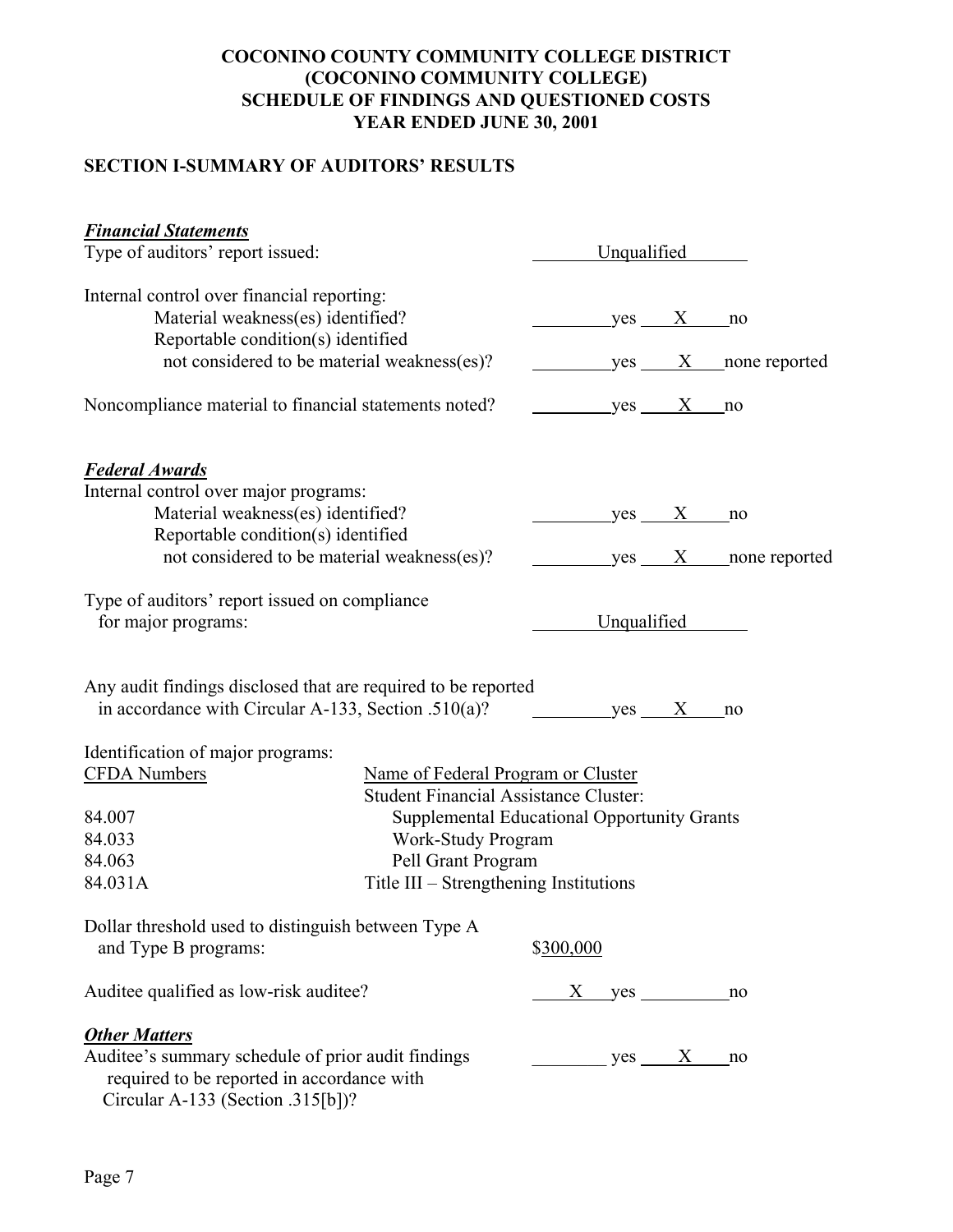# COCONINO COUNTY COMMUNITY COLLEGE DISTRICT
# (COCONINO COMMUNITY COLLEGE)
# SCHEDULE OF FINDINGS AND QUESTIONED COSTS
# YEAR ENDED JUNE 30, 2001

## SECTION I-SUMMARY OF AUDITORS' RESULTS

***Financial Statements***

Type of auditors' report issued: Unqualified

Internal control over financial reporting:

- Material weakness(es) identified? ____ yes __X__ no
- Reportable condition(s) identified not considered to be material weakness(es)? ____ yes __X__ none reported

Noncompliance material to financial statements noted? ____ yes __X__ no

***Federal Awards***

Internal control over major programs:

- Material weakness(es) identified? ____ yes __X__ no
- Reportable condition(s) identified not considered to be material weakness(es)? ____ yes __X__ none reported

Type of auditors' report issued on compliance for major programs: Unqualified

Any audit findings disclosed that are required to be reported in accordance with Circular A-133, Section .510(a)? ____ yes __X__ no

Identification of major programs:

| CFDA Numbers | Name of Federal Program or Cluster |
|---|---|
| | Student Financial Assistance Cluster: |
| 84.007 | Supplemental Educational Opportunity Grants |
| 84.033 | Work-Study Program |
| 84.063 | Pell Grant Program |
| 84.031A | Title III – Strengthening Institutions |

Dollar threshold used to distinguish between Type A and Type B programs: $300,000

Auditee qualified as low-risk auditee? __X__ yes ____ no

***Other Matters***

Auditee's summary schedule of prior audit findings required to be reported in accordance with Circular A-133 (Section .315[b])? ____ yes __X__ no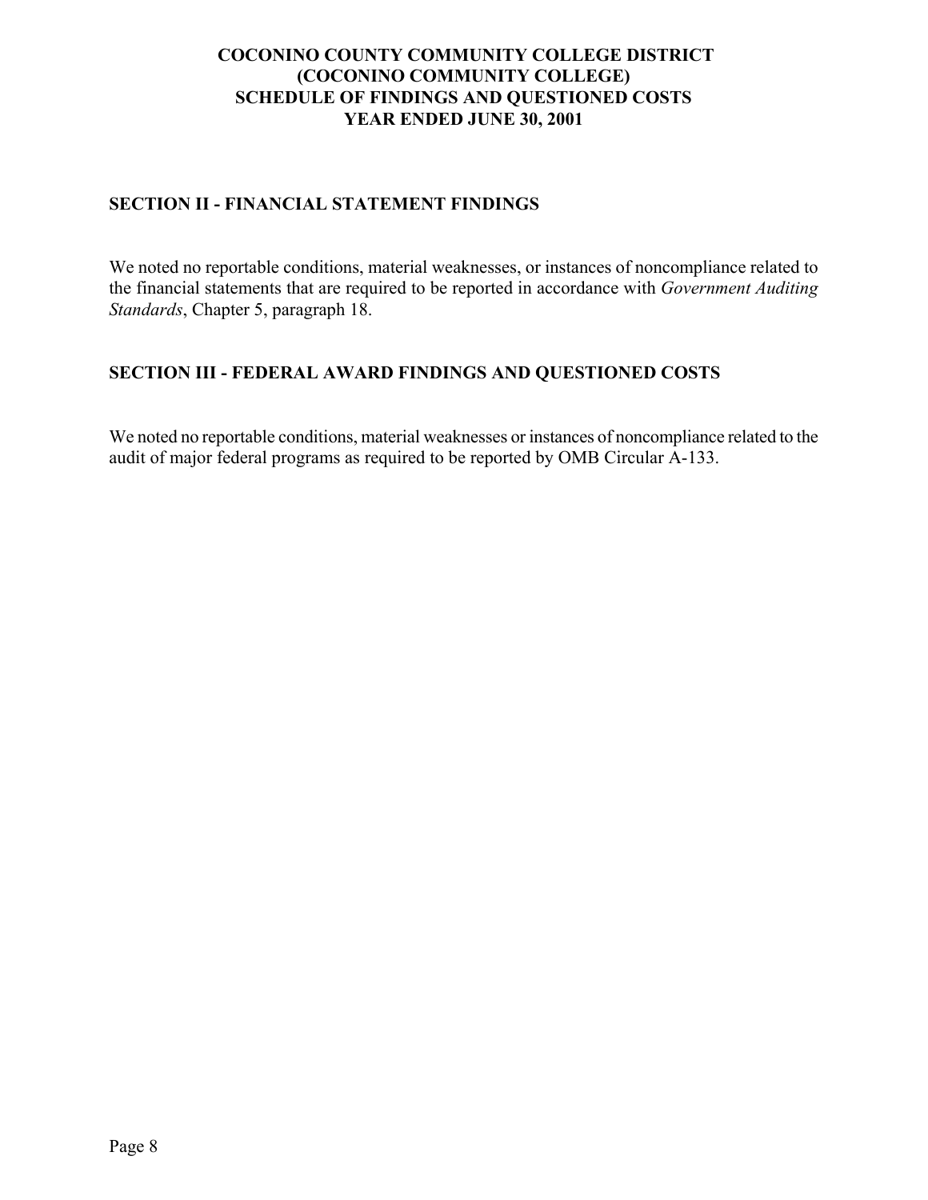# COCONINO COUNTY COMMUNITY COLLEGE DISTRICT
# (COCONINO COMMUNITY COLLEGE)
# SCHEDULE OF FINDINGS AND QUESTIONED COSTS
# YEAR ENDED JUNE 30, 2001

## SECTION II - FINANCIAL STATEMENT FINDINGS

We noted no reportable conditions, material weaknesses, or instances of noncompliance related to the financial statements that are required to be reported in accordance with *Government Auditing Standards*, Chapter 5, paragraph 18.

## SECTION III - FEDERAL AWARD FINDINGS AND QUESTIONED COSTS

We noted no reportable conditions, material weaknesses or instances of noncompliance related to the audit of major federal programs as required to be reported by OMB Circular A-133.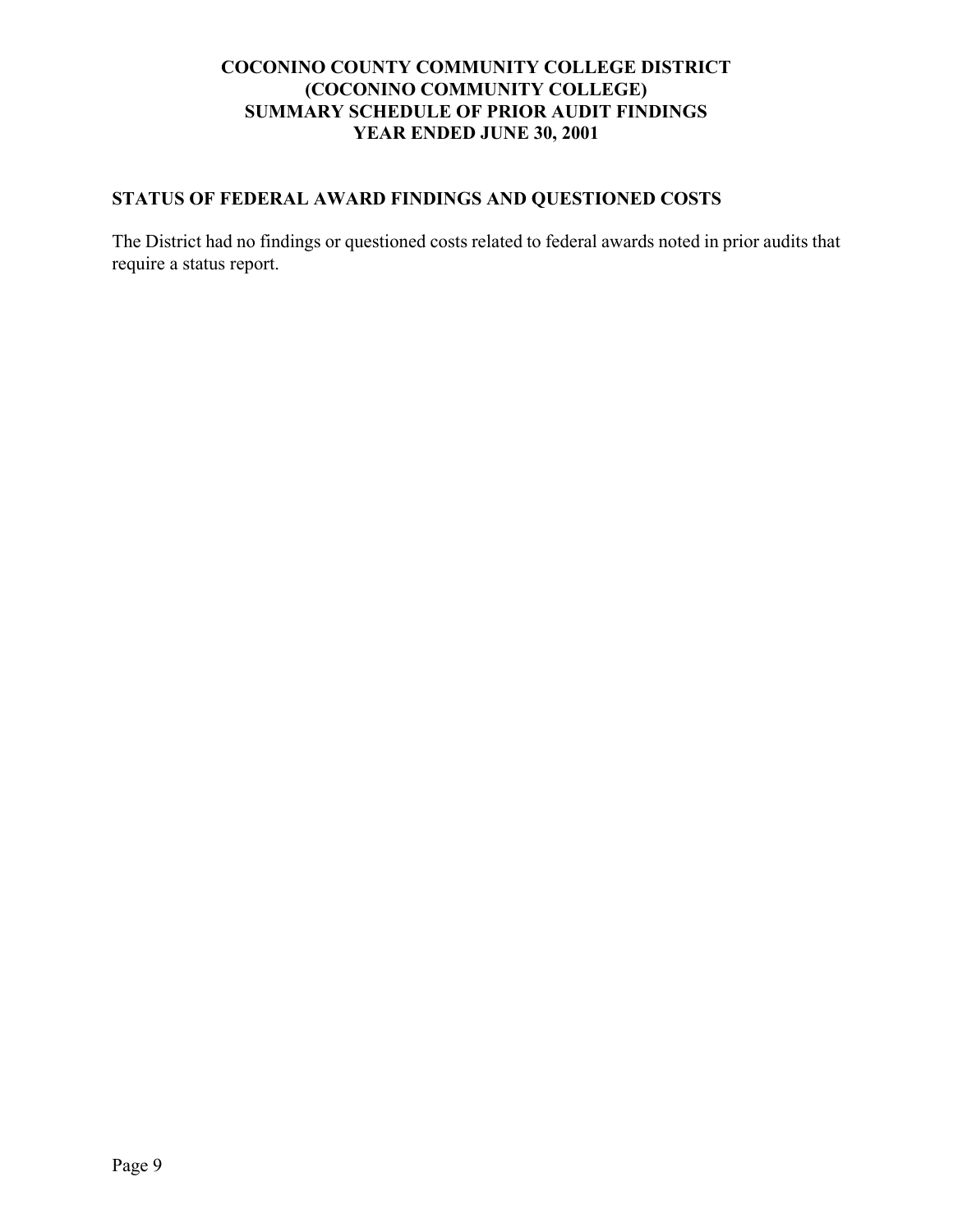# COCONINO COUNTY COMMUNITY COLLEGE DISTRICT
# (COCONINO COMMUNITY COLLEGE)
# SUMMARY SCHEDULE OF PRIOR AUDIT FINDINGS
# YEAR ENDED JUNE 30, 2001

## STATUS OF FEDERAL AWARD FINDINGS AND QUESTIONED COSTS

The District had no findings or questioned costs related to federal awards noted in prior audits that require a status report.